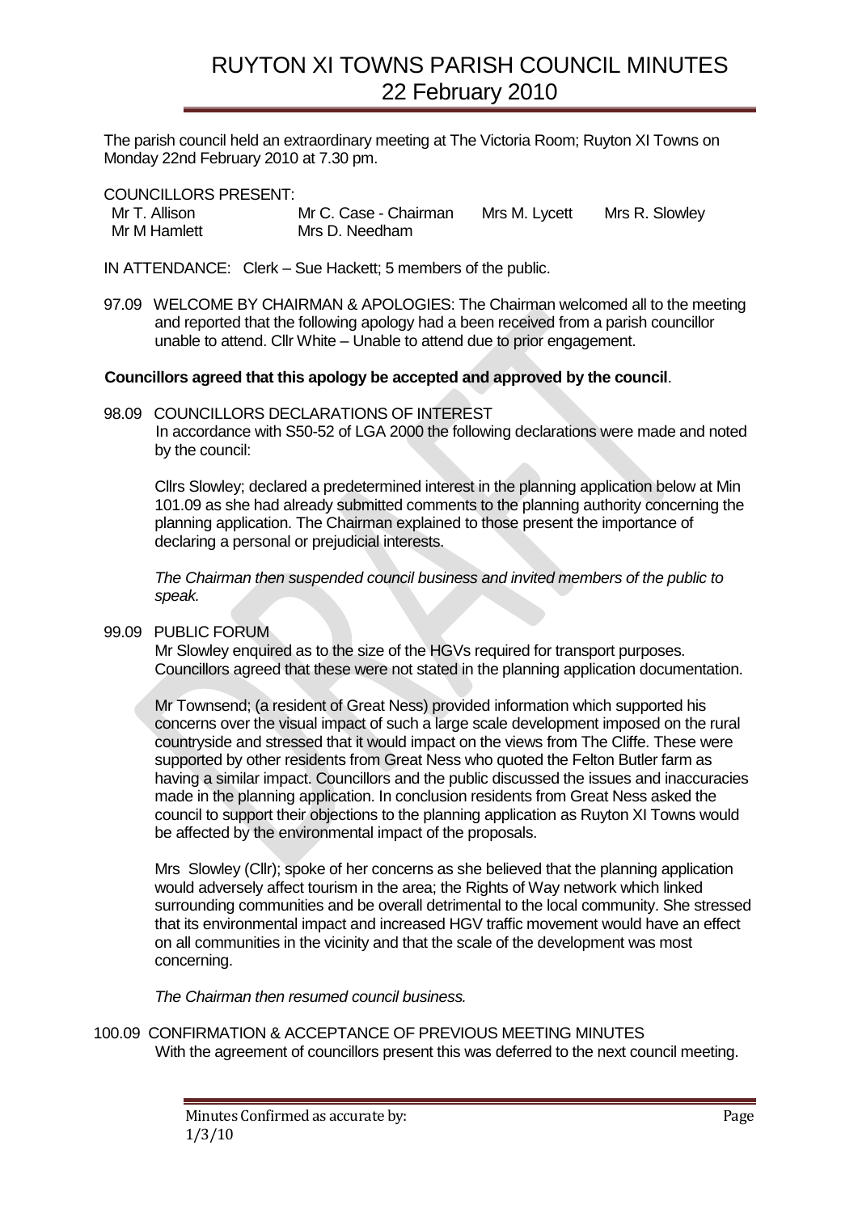# RUYTON XI TOWNS PARISH COUNCIL MINUTES
## 22 February 2010

The parish council held an extraordinary meeting at The Victoria Room; Ruyton XI Towns on Monday 22nd February 2010 at 7.30 pm.

COUNCILLORS PRESENT:

| | | | |
|---|---|---|---|
| Mr T. Allison | Mr C. Case - Chairman | Mrs M. Lycett | Mrs R. Slowley |
| Mr M Hamlett | Mrs D. Needham | | |

IN ATTENDANCE: Clerk – Sue Hackett; 5 members of the public.

97.09 WELCOME BY CHAIRMAN & APOLOGIES: The Chairman welcomed all to the meeting and reported that the following apology had a been received from a parish councillor unable to attend. Cllr White – Unable to attend due to prior engagement.

**Councillors agreed that this apology be accepted and approved by the council**.

98.09 COUNCILLORS DECLARATIONS OF INTEREST
In accordance with S50-52 of LGA 2000 the following declarations were made and noted by the council:

Cllrs Slowley; declared a predetermined interest in the planning application below at Min 101.09 as she had already submitted comments to the planning authority concerning the planning application. The Chairman explained to those present the importance of declaring a personal or prejudicial interests.

*The Chairman then suspended council business and invited members of the public to speak.*

99.09 PUBLIC FORUM
Mr Slowley enquired as to the size of the HGVs required for transport purposes. Councillors agreed that these were not stated in the planning application documentation.

Mr Townsend; (a resident of Great Ness) provided information which supported his concerns over the visual impact of such a large scale development imposed on the rural countryside and stressed that it would impact on the views from The Cliffe. These were supported by other residents from Great Ness who quoted the Felton Butler farm as having a similar impact. Councillors and the public discussed the issues and inaccuracies made in the planning application. In conclusion residents from Great Ness asked the council to support their objections to the planning application as Ruyton XI Towns would be affected by the environmental impact of the proposals.

Mrs Slowley (Cllr); spoke of her concerns as she believed that the planning application would adversely affect tourism in the area; the Rights of Way network which linked surrounding communities and be overall detrimental to the local community. She stressed that its environmental impact and increased HGV traffic movement would have an effect on all communities in the vicinity and that the scale of the development was most concerning.

*The Chairman then resumed council business.*

100.09 CONFIRMATION & ACCEPTANCE OF PREVIOUS MEETING MINUTES
With the agreement of councillors present this was deferred to the next council meeting.

Minutes Confirmed as accurate by:
1/3/10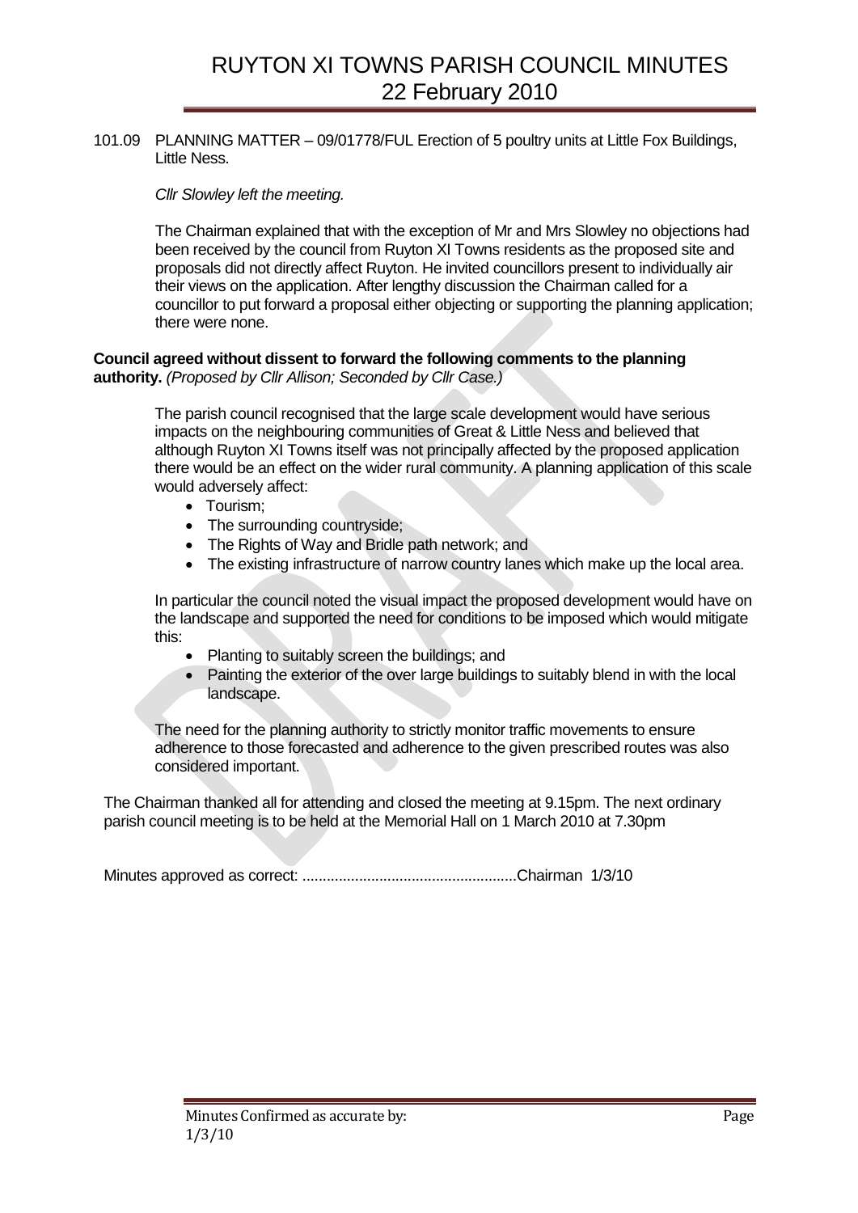# RUYTON XI TOWNS PARISH COUNCIL MINUTES
## 22 February 2010

101.09 PLANNING MATTER – 09/01778/FUL Erection of 5 poultry units at Little Fox Buildings, Little Ness.

*Cllr Slowley left the meeting.*

The Chairman explained that with the exception of Mr and Mrs Slowley no objections had been received by the council from Ruyton XI Towns residents as the proposed site and proposals did not directly affect Ruyton. He invited councillors present to individually air their views on the application. After lengthy discussion the Chairman called for a councillor to put forward a proposal either objecting or supporting the planning application; there were none.

**Council agreed without dissent to forward the following comments to the planning authority.** *(Proposed by Cllr Allison; Seconded by Cllr Case.)*

The parish council recognised that the large scale development would have serious impacts on the neighbouring communities of Great & Little Ness and believed that although Ruyton XI Towns itself was not principally affected by the proposed application there would be an effect on the wider rural community. A planning application of this scale would adversely affect:

- Tourism;
- The surrounding countryside;
- The Rights of Way and Bridle path network; and
- The existing infrastructure of narrow country lanes which make up the local area.

In particular the council noted the visual impact the proposed development would have on the landscape and supported the need for conditions to be imposed which would mitigate this:

- Planting to suitably screen the buildings; and
- Painting the exterior of the over large buildings to suitably blend in with the local landscape.

The need for the planning authority to strictly monitor traffic movements to ensure adherence to those forecasted and adherence to the given prescribed routes was also considered important.

The Chairman thanked all for attending and closed the meeting at 9.15pm. The next ordinary parish council meeting is to be held at the Memorial Hall on 1 March 2010 at 7.30pm

Minutes approved as correct: .....................................................Chairman 1/3/10

Minutes Confirmed as accurate by:
1/3/10